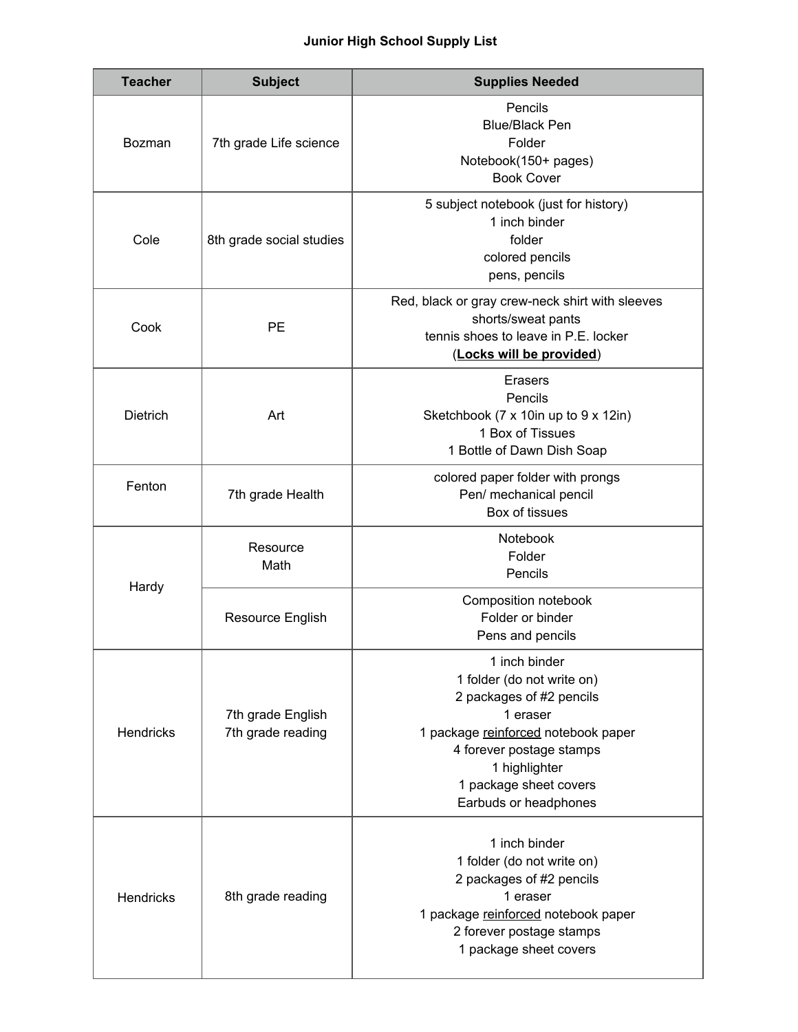**Junior High School Supply List**

| Teacher | Subject | Supplies Needed |
|---|---|---|
| Bozman | 7th grade Life science | Pencils<br>Blue/Black Pen<br>Folder<br>Notebook(150+ pages)<br>Book Cover |
| Cole | 8th grade social studies | 5 subject notebook (just for history)<br>1 inch binder<br>folder<br>colored pencils<br>pens, pencils |
| Cook | PE | Red, black or gray crew-neck shirt with sleeves<br>shorts/sweat pants<br>tennis shoes to leave in P.E. locker<br>(**Locks will be provided**) |
| Dietrich | Art | Erasers<br>Pencils<br>Sketchbook (7 x 10in up to 9 x 12in)<br>1 Box of Tissues<br>1 Bottle of Dawn Dish Soap |
| Fenton | 7th grade Health | colored paper folder with prongs<br>Pen/ mechanical pencil<br>Box of tissues |
| Hardy | Resource<br>Math | Notebook<br>Folder<br>Pencils |
| | Resource English | Composition notebook<br>Folder or binder<br>Pens and pencils |
| Hendricks | 7th grade English<br>7th grade reading | 1 inch binder<br>1 folder (do not write on)<br>2 packages of #2 pencils<br>1 eraser<br>1 package reinforced notebook paper<br>4 forever postage stamps<br>1 highlighter<br>1 package sheet covers<br>Earbuds or headphones |
| Hendricks | 8th grade reading | 1 inch binder<br>1 folder (do not write on)<br>2 packages of #2 pencils<br>1 eraser<br>1 package reinforced notebook paper<br>2 forever postage stamps<br>1 package sheet covers |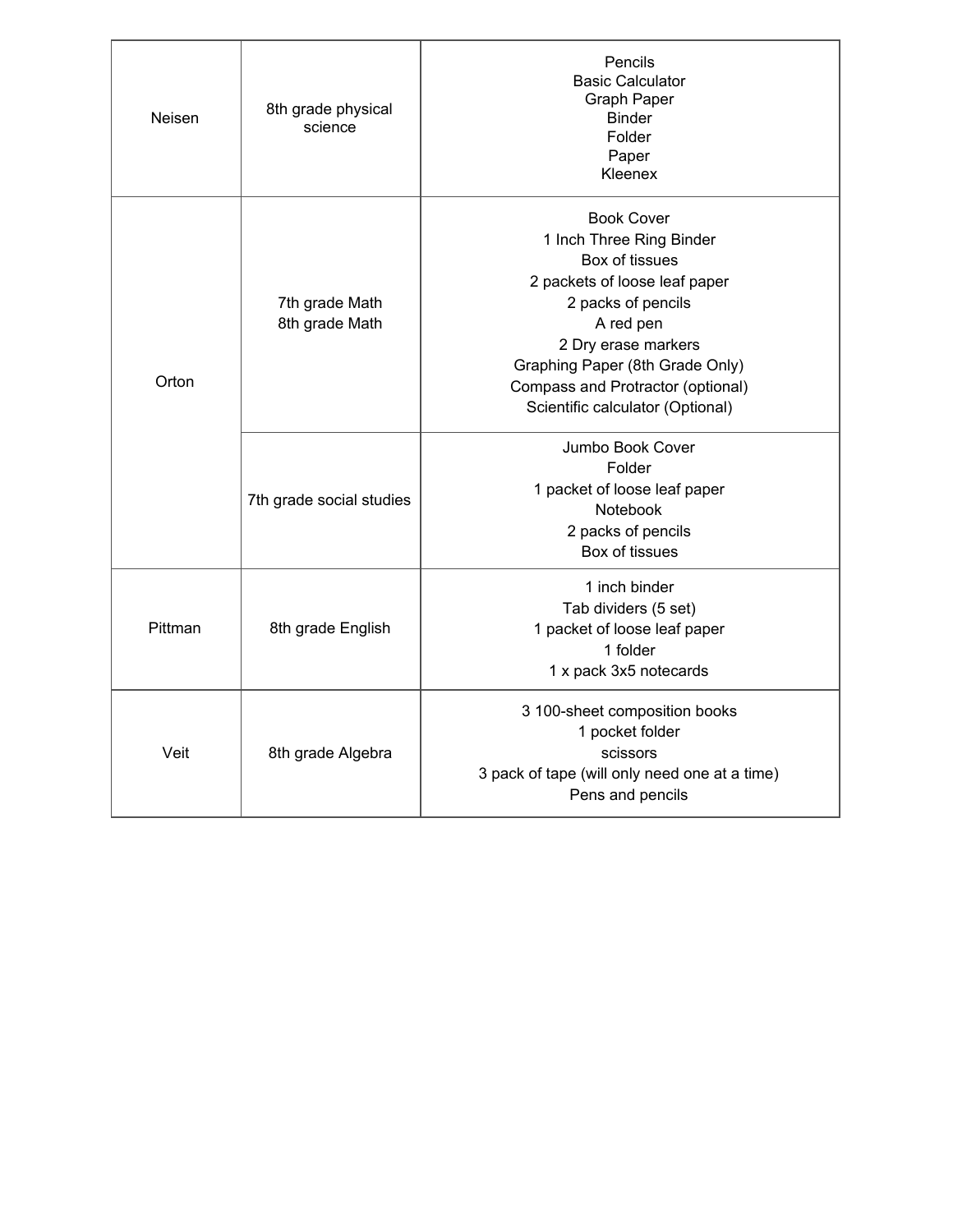| | | |
|---|---|---|
| Neisen | 8th grade physical science | Pencils<br>Basic Calculator<br>Graph Paper<br>Binder<br>Folder<br>Paper<br>Kleenex |
| Orton | 7th grade Math<br>8th grade Math | Book Cover<br>1 Inch Three Ring Binder<br>Box of tissues<br>2 packets of loose leaf paper<br>2 packs of pencils<br>A red pen<br>2 Dry erase markers<br>Graphing Paper (8th Grade Only)<br>Compass and Protractor (optional)<br>Scientific calculator (Optional) |
| | 7th grade social studies | Jumbo Book Cover<br>Folder<br>1 packet of loose leaf paper<br>Notebook<br>2 packs of pencils<br>Box of tissues |
| Pittman | 8th grade English | 1 inch binder<br>Tab dividers (5 set)<br>1 packet of loose leaf paper<br>1 folder<br>1 x pack 3x5 notecards |
| Veit | 8th grade Algebra | 3 100-sheet composition books<br>1 pocket folder<br>scissors<br>3 pack of tape (will only need one at a time)<br>Pens and pencils |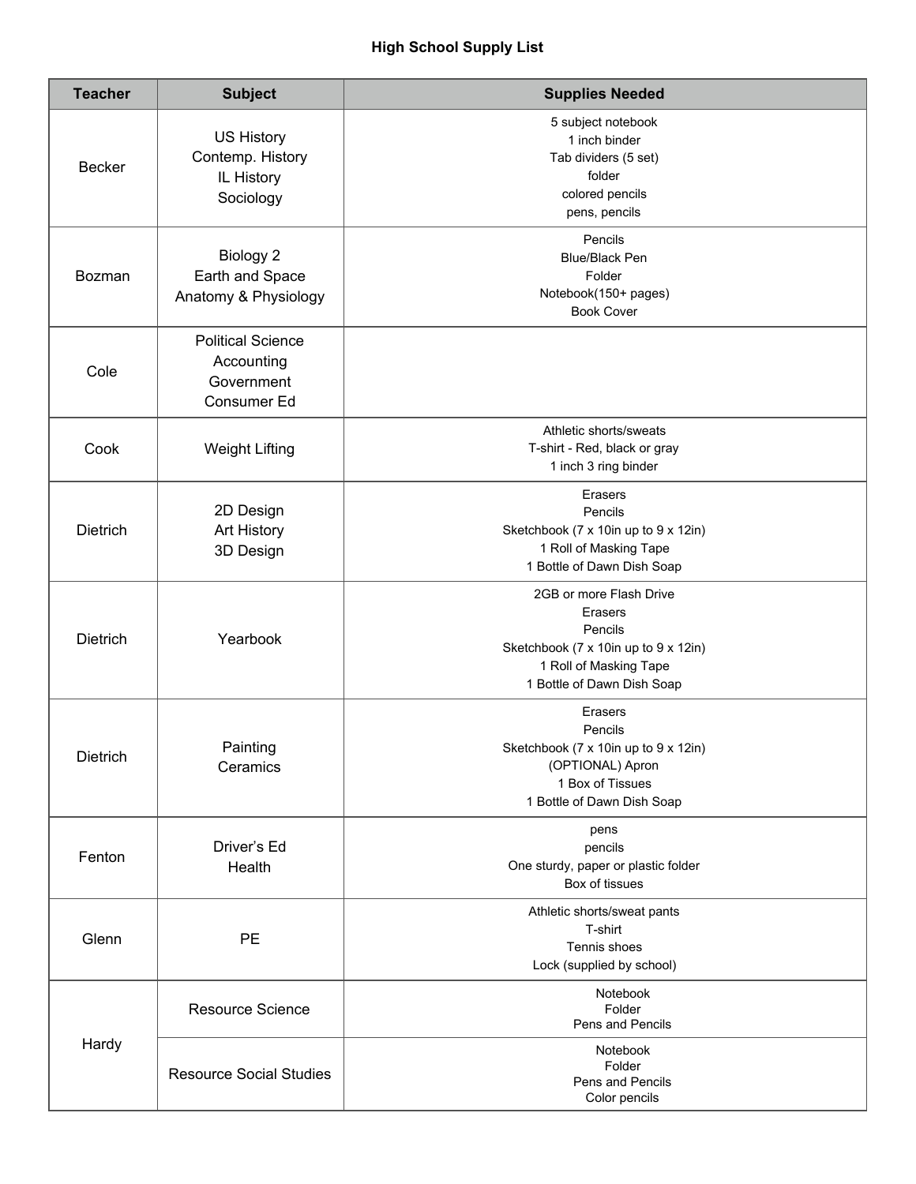**High School Supply List**

| Teacher | Subject | Supplies Needed |
|---|---|---|
| Becker | US History<br>Contemp. History<br>IL History<br>Sociology | 5 subject notebook<br>1 inch binder<br>Tab dividers (5 set)<br>folder<br>colored pencils<br>pens, pencils |
| Bozman | Biology 2<br>Earth and Space<br>Anatomy & Physiology | Pencils<br>Blue/Black Pen<br>Folder<br>Notebook(150+ pages)<br>Book Cover |
| Cole | Political Science<br>Accounting<br>Government<br>Consumer Ed | |
| Cook | Weight Lifting | Athletic shorts/sweats<br>T-shirt - Red, black or gray<br>1 inch 3 ring binder |
| Dietrich | 2D Design<br>Art History<br>3D Design | Erasers<br>Pencils<br>Sketchbook (7 x 10in up to 9 x 12in)<br>1 Roll of Masking Tape<br>1 Bottle of Dawn Dish Soap |
| Dietrich | Yearbook | 2GB or more Flash Drive<br>Erasers<br>Pencils<br>Sketchbook (7 x 10in up to 9 x 12in)<br>1 Roll of Masking Tape<br>1 Bottle of Dawn Dish Soap |
| Dietrich | Painting<br>Ceramics | Erasers<br>Pencils<br>Sketchbook (7 x 10in up to 9 x 12in)<br>(OPTIONAL) Apron<br>1 Box of Tissues<br>1 Bottle of Dawn Dish Soap |
| Fenton | Driver's Ed<br>Health | pens<br>pencils<br>One sturdy, paper or plastic folder<br>Box of tissues |
| Glenn | PE | Athletic shorts/sweat pants<br>T-shirt<br>Tennis shoes<br>Lock (supplied by school) |
| Hardy | Resource Science | Notebook<br>Folder<br>Pens and Pencils |
| Hardy | Resource Social Studies | Notebook<br>Folder<br>Pens and Pencils<br>Color pencils |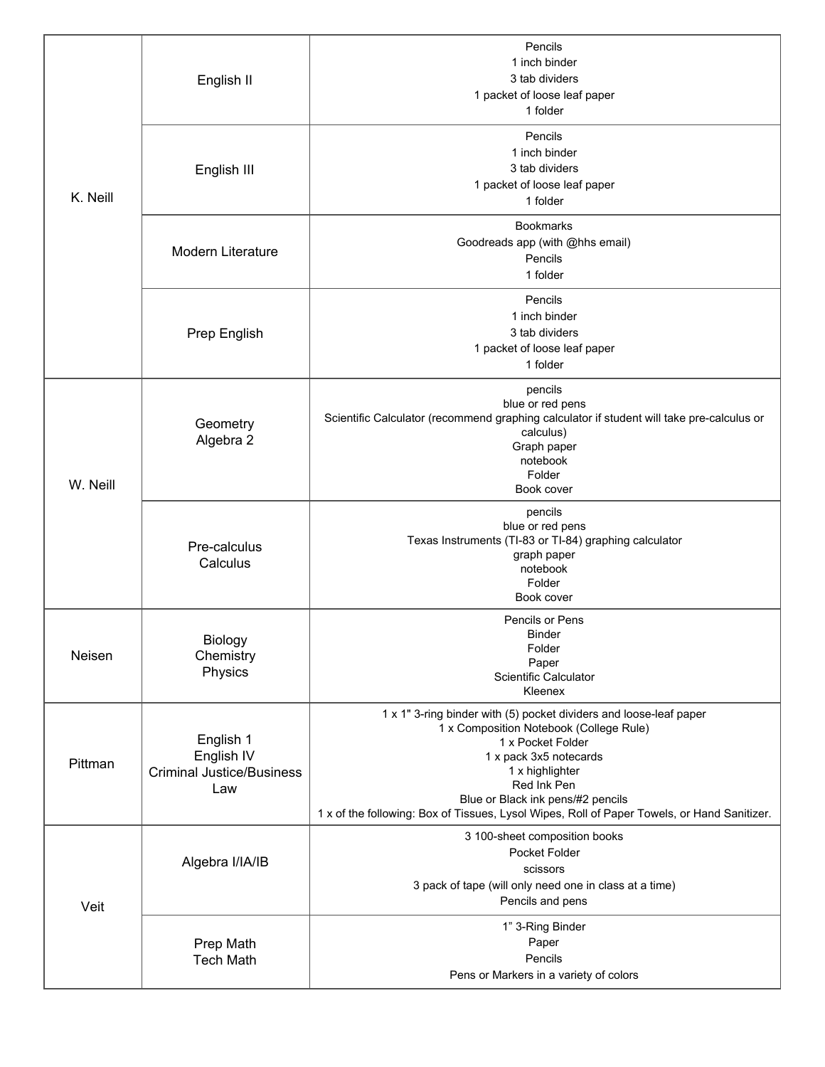| | | |
|---|---|---|
| K. Neill | English II | Pencils<br>1 inch binder<br>3 tab dividers<br>1 packet of loose leaf paper<br>1 folder |
| | English III | Pencils<br>1 inch binder<br>3 tab dividers<br>1 packet of loose leaf paper<br>1 folder |
| | Modern Literature | Bookmarks<br>Goodreads app (with @hhs email)<br>Pencils<br>1 folder |
| | Prep English | Pencils<br>1 inch binder<br>3 tab dividers<br>1 packet of loose leaf paper<br>1 folder |
| W. Neill | Geometry<br>Algebra 2 | pencils<br>blue or red pens<br>Scientific Calculator (recommend graphing calculator if student will take pre-calculus or calculus)<br>Graph paper<br>notebook<br>Folder<br>Book cover |
| | Pre-calculus<br>Calculus | pencils<br>blue or red pens<br>Texas Instruments (TI-83 or TI-84) graphing calculator<br>graph paper<br>notebook<br>Folder<br>Book cover |
| Neisen | Biology<br>Chemistry<br>Physics | Pencils or Pens<br>Binder<br>Folder<br>Paper<br>Scientific Calculator<br>Kleenex |
| Pittman | English 1<br>English IV<br>Criminal Justice/Business Law | 1 x 1" 3-ring binder with (5) pocket dividers and loose-leaf paper<br>1 x Composition Notebook (College Rule)<br>1 x Pocket Folder<br>1 x pack 3x5 notecards<br>1 x highlighter<br>Red Ink Pen<br>Blue or Black ink pens/#2 pencils<br>1 x of the following: Box of Tissues, Lysol Wipes, Roll of Paper Towels, or Hand Sanitizer. |
| Veit | Algebra I/IA/IB | 3 100-sheet composition books<br>Pocket Folder<br>scissors<br>3 pack of tape (will only need one in class at a time)<br>Pencils and pens |
| | Prep Math<br>Tech Math | 1" 3-Ring Binder<br>Paper<br>Pencils<br>Pens or Markers in a variety of colors |